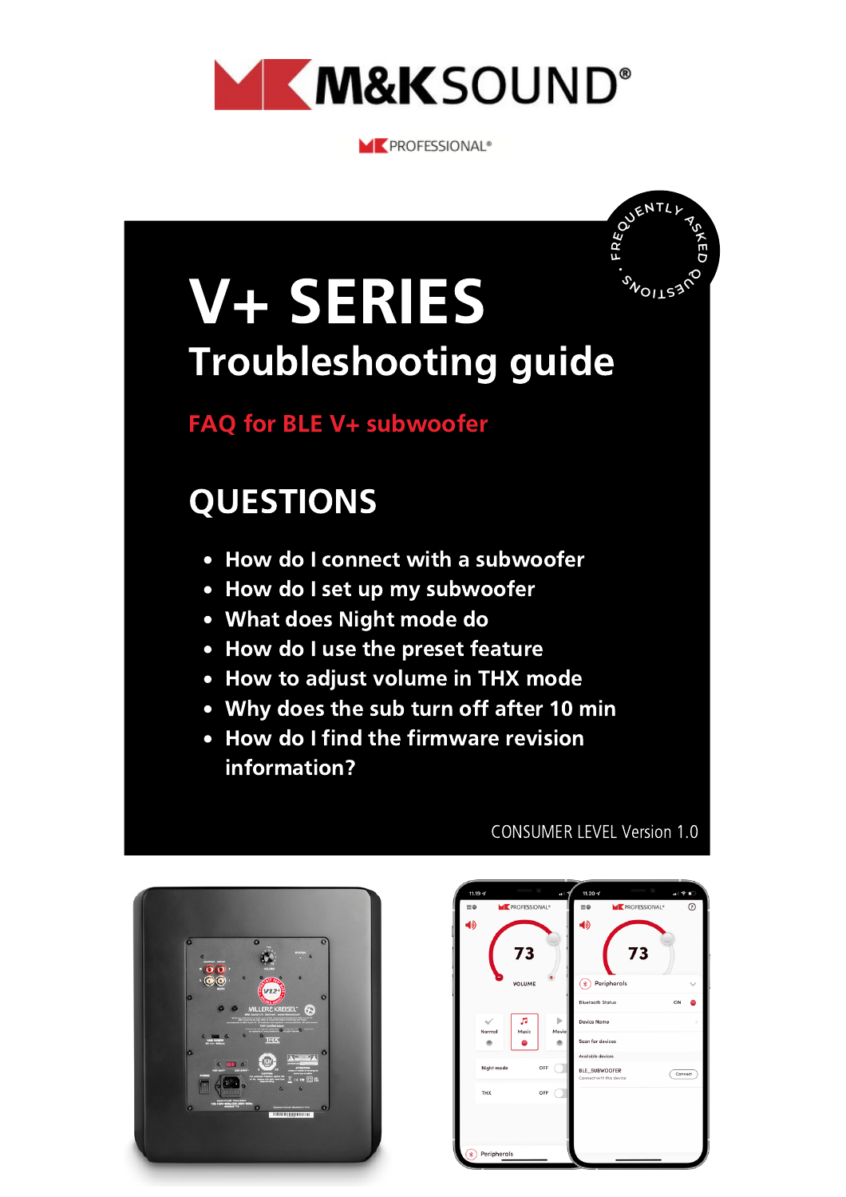# M&K SOUND®

M&K PROFESSIONAL®

FREQUENTLY ASKED QUESTIONS

# V+ SERIES

## Troubleshooting guide

**FAQ for BLE V+ subwoofer**

## QUESTIONS

- How do I connect with a subwoofer
- How do I set up my subwoofer
- What does Night mode do
- How do I use the preset feature
- How to adjust volume in THX mode
- Why does the sub turn off after 10 min
- How do I find the firmware revision information?

CONSUMER LEVEL Version 1.0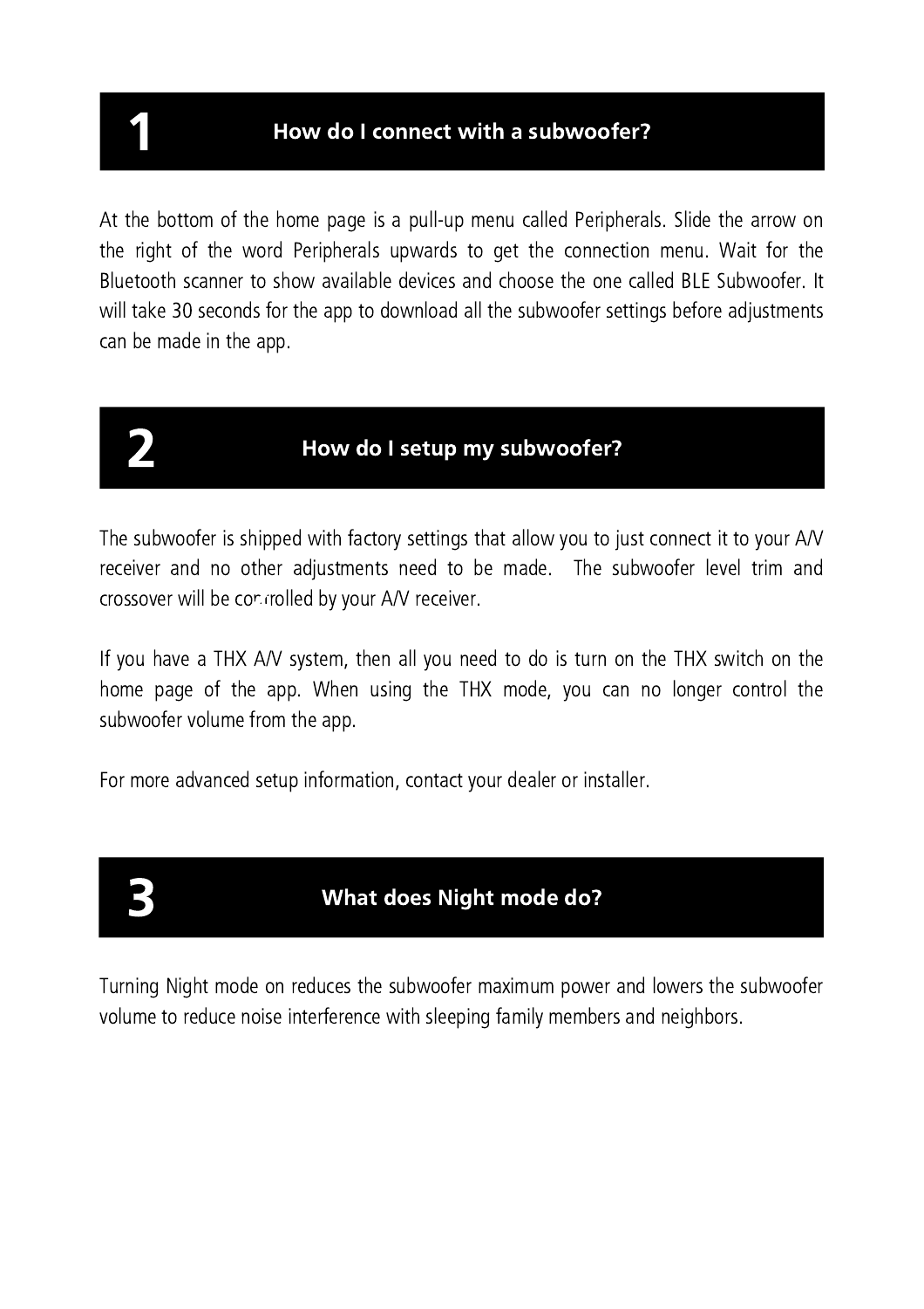## 1 How do I connect with a subwoofer?

At the bottom of the home page is a pull-up menu called Peripherals. Slide the arrow on the right of the word Peripherals upwards to get the connection menu. Wait for the Bluetooth scanner to show available devices and choose the one called BLE Subwoofer. It will take 30 seconds for the app to download all the subwoofer settings before adjustments can be made in the app.

## 2 How do I setup my subwoofer?

The subwoofer is shipped with factory settings that allow you to just connect it to your A/V receiver and no other adjustments need to be made. The subwoofer level trim and crossover will be controlled by your A/V receiver.

If you have a THX A/V system, then all you need to do is turn on the THX switch on the home page of the app. When using the THX mode, you can no longer control the subwoofer volume from the app.

For more advanced setup information, contact your dealer or installer.

## 3 What does Night mode do?

Turning Night mode on reduces the subwoofer maximum power and lowers the subwoofer volume to reduce noise interference with sleeping family members and neighbors.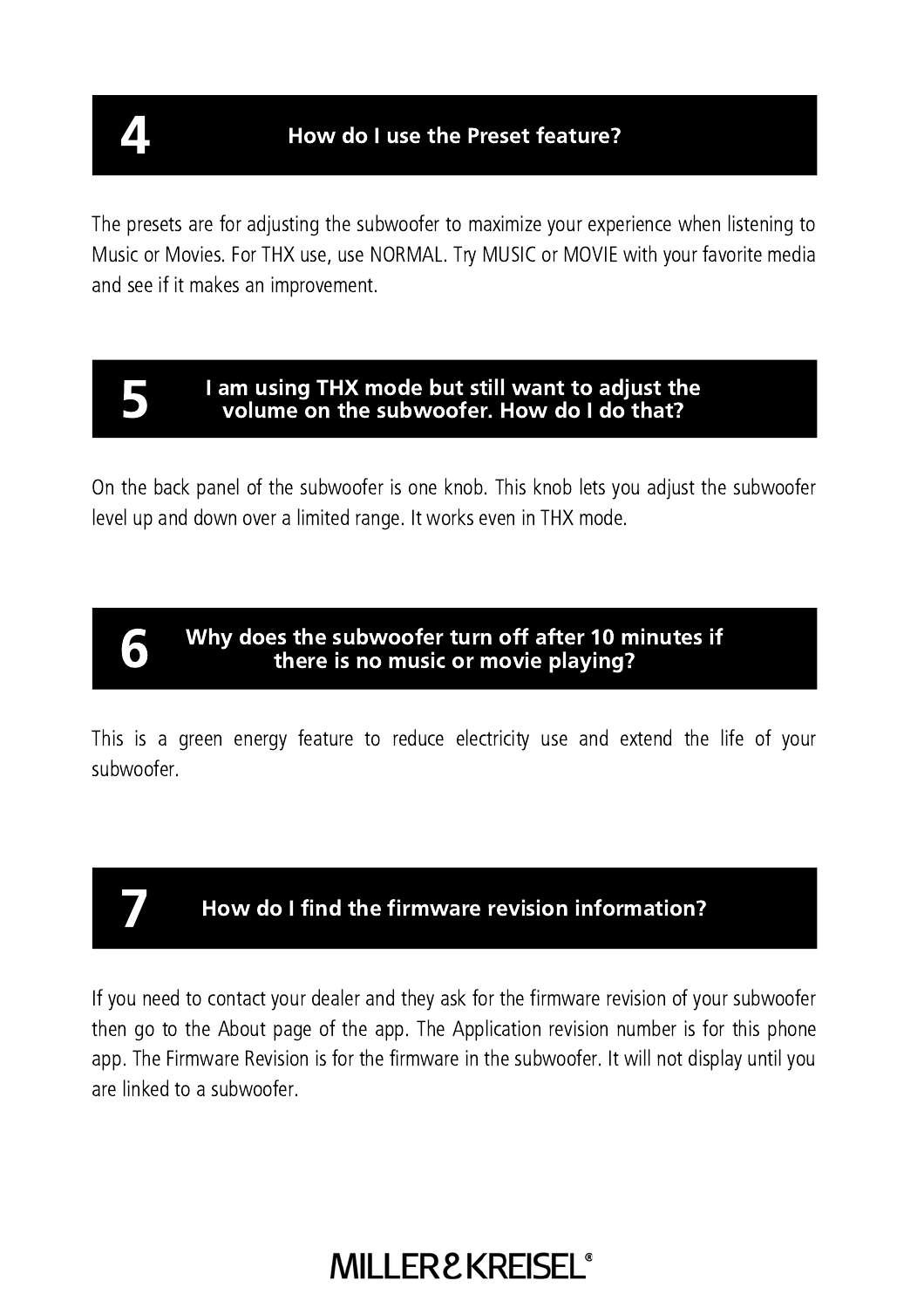## 4 How do I use the Preset feature?

The presets are for adjusting the subwoofer to maximize your experience when listening to Music or Movies. For THX use, use NORMAL. Try MUSIC or MOVIE with your favorite media and see if it makes an improvement.

## 5 I am using THX mode but still want to adjust the volume on the subwoofer. How do I do that?

On the back panel of the subwoofer is one knob. This knob lets you adjust the subwoofer level up and down over a limited range. It works even in THX mode.

## 6 Why does the subwoofer turn off after 10 minutes if there is no music or movie playing?

This is a green energy feature to reduce electricity use and extend the life of your subwoofer.

## 7 How do I find the firmware revision information?

If you need to contact your dealer and they ask for the firmware revision of your subwoofer then go to the About page of the app. The Application revision number is for this phone app. The Firmware Revision is for the firmware in the subwoofer. It will not display until you are linked to a subwoofer.

MILLER & KREISEL®